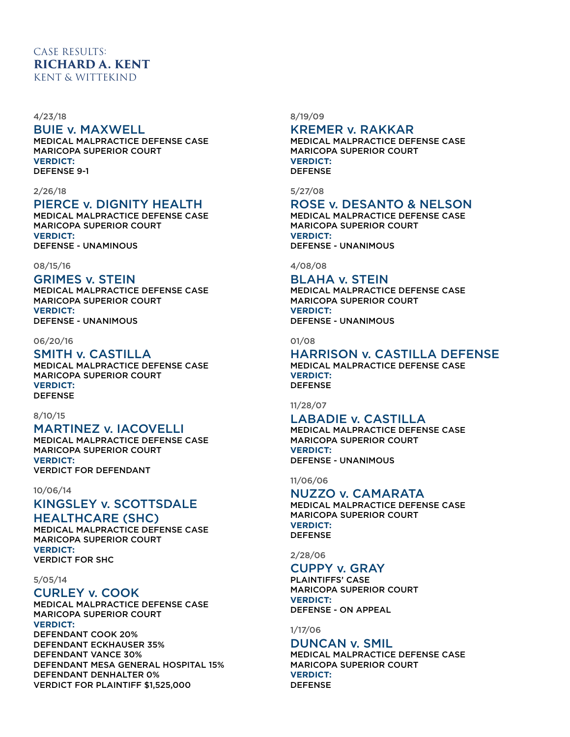CASE RESULTS:
# RICHARD A. KENT
KENT & WITTEKIND

4/23/18

## BUIE v. MAXWELL

MEDICAL MALPRACTICE DEFENSE CASE
MARICOPA SUPERIOR COURT
**VERDICT:**
DEFENSE 9-1

2/26/18

## PIERCE v. DIGNITY HEALTH

MEDICAL MALPRACTICE DEFENSE CASE
MARICOPA SUPERIOR COURT
**VERDICT:**
DEFENSE - UNAMINOUS

08/15/16

## GRIMES v. STEIN

MEDICAL MALPRACTICE DEFENSE CASE
MARICOPA SUPERIOR COURT
**VERDICT:**
DEFENSE - UNANIMOUS

06/20/16

## SMITH v. CASTILLA

MEDICAL MALPRACTICE DEFENSE CASE
MARICOPA SUPERIOR COURT
**VERDICT:**
DEFENSE

8/10/15

## MARTINEZ v. IACOVELLI

MEDICAL MALPRACTICE DEFENSE CASE
MARICOPA SUPERIOR COURT
**VERDICT:**
VERDICT FOR DEFENDANT

10/06/14

## KINGSLEY v. SCOTTSDALE HEALTHCARE (SHC)

MEDICAL MALPRACTICE DEFENSE CASE
MARICOPA SUPERIOR COURT
**VERDICT:**
VERDICT FOR SHC

5/05/14

## CURLEY v. COOK

MEDICAL MALPRACTICE DEFENSE CASE
MARICOPA SUPERIOR COURT
**VERDICT:**
DEFENDANT COOK 20%
DEFENDANT ECKHAUSER 35%
DEFENDANT VANCE 30%
DEFENDANT MESA GENERAL HOSPITAL 15%
DEFENDANT DENHALTER 0%
VERDICT FOR PLAINTIFF $1,525,000

8/19/09

## KREMER v. RAKKAR

MEDICAL MALPRACTICE DEFENSE CASE
MARICOPA SUPERIOR COURT
**VERDICT:**
DEFENSE

5/27/08

## ROSE v. DESANTO & NELSON

MEDICAL MALPRACTICE DEFENSE CASE
MARICOPA SUPERIOR COURT
**VERDICT:**
DEFENSE - UNANIMOUS

4/08/08

## BLAHA v. STEIN

MEDICAL MALPRACTICE DEFENSE CASE
MARICOPA SUPERIOR COURT
**VERDICT:**
DEFENSE - UNANIMOUS

01/08

## HARRISON v. CASTILLA DEFENSE

MEDICAL MALPRACTICE DEFENSE CASE
**VERDICT:**
DEFENSE

11/28/07

## LABADIE v. CASTILLA

MEDICAL MALPRACTICE DEFENSE CASE
MARICOPA SUPERIOR COURT
**VERDICT:**
DEFENSE - UNANIMOUS

11/06/06

## NUZZO v. CAMARATA

MEDICAL MALPRACTICE DEFENSE CASE
MARICOPA SUPERIOR COURT
**VERDICT:**
DEFENSE

2/28/06

## CUPPY v. GRAY

PLAINTIFFS' CASE
MARICOPA SUPERIOR COURT
**VERDICT:**
DEFENSE - ON APPEAL

1/17/06

## DUNCAN v. SMIL

MEDICAL MALPRACTICE DEFENSE CASE
MARICOPA SUPERIOR COURT
**VERDICT:**
DEFENSE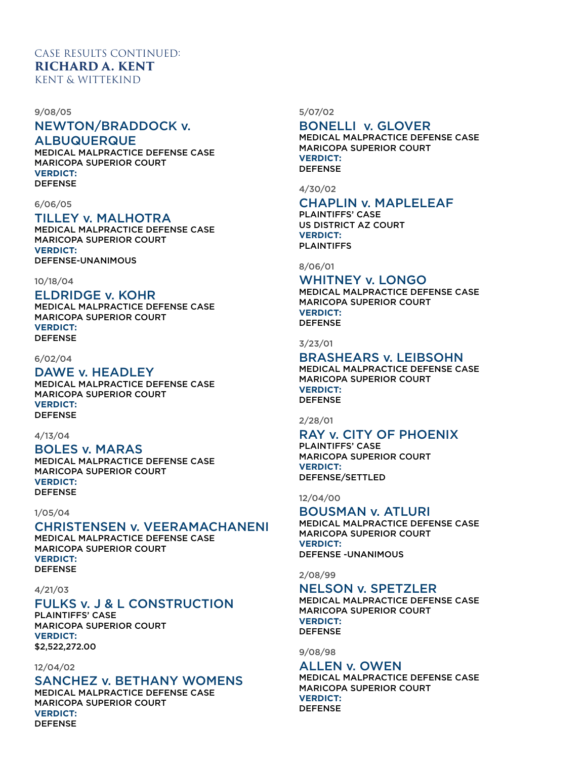CASE RESULTS CONTINUED:

# RICHARD A. KENT

KENT & WITTEKIND

9/08/05

## NEWTON/BRADDOCK v. ALBUQUERQUE

MEDICAL MALPRACTICE DEFENSE CASE
MARICOPA SUPERIOR COURT
**VERDICT:**
DEFENSE

6/06/05

## TILLEY v. MALHOTRA

MEDICAL MALPRACTICE DEFENSE CASE
MARICOPA SUPERIOR COURT
**VERDICT:**
DEFENSE-UNANIMOUS

10/18/04

## ELDRIDGE v. KOHR

MEDICAL MALPRACTICE DEFENSE CASE
MARICOPA SUPERIOR COURT
**VERDICT:**
DEFENSE

6/02/04

## DAWE v. HEADLEY

MEDICAL MALPRACTICE DEFENSE CASE
MARICOPA SUPERIOR COURT
**VERDICT:**
DEFENSE

4/13/04

## BOLES v. MARAS

MEDICAL MALPRACTICE DEFENSE CASE
MARICOPA SUPERIOR COURT
**VERDICT:**
DEFENSE

1/05/04

## CHRISTENSEN v. VEERAMACHANENI

MEDICAL MALPRACTICE DEFENSE CASE
MARICOPA SUPERIOR COURT
**VERDICT:**
DEFENSE

4/21/03

## FULKS v. J & L CONSTRUCTION

PLAINTIFFS' CASE
MARICOPA SUPERIOR COURT
**VERDICT:**
$2,522,272.00

12/04/02

## SANCHEZ v. BETHANY WOMENS

MEDICAL MALPRACTICE DEFENSE CASE
MARICOPA SUPERIOR COURT
**VERDICT:**
DEFENSE

5/07/02

## BONELLI v. GLOVER

MEDICAL MALPRACTICE DEFENSE CASE
MARICOPA SUPERIOR COURT
**VERDICT:**
DEFENSE

4/30/02

## CHAPLIN v. MAPLELEAF

PLAINTIFFS' CASE
US DISTRICT AZ COURT
**VERDICT:**
PLAINTIFFS

8/06/01

## WHITNEY v. LONGO

MEDICAL MALPRACTICE DEFENSE CASE
MARICOPA SUPERIOR COURT
**VERDICT:**
DEFENSE

3/23/01

## BRASHEARS v. LEIBSOHN

MEDICAL MALPRACTICE DEFENSE CASE
MARICOPA SUPERIOR COURT
**VERDICT:**
DEFENSE

2/28/01

## RAY v. CITY OF PHOENIX

PLAINTIFFS' CASE
MARICOPA SUPERIOR COURT
**VERDICT:**
DEFENSE/SETTLED

12/04/00

## BOUSMAN v. ATLURI

MEDICAL MALPRACTICE DEFENSE CASE
MARICOPA SUPERIOR COURT
**VERDICT:**
DEFENSE -UNANIMOUS

2/08/99

## NELSON v. SPETZLER

MEDICAL MALPRACTICE DEFENSE CASE
MARICOPA SUPERIOR COURT
**VERDICT:**
DEFENSE

9/08/98

## ALLEN v. OWEN

MEDICAL MALPRACTICE DEFENSE CASE
MARICOPA SUPERIOR COURT
**VERDICT:**
DEFENSE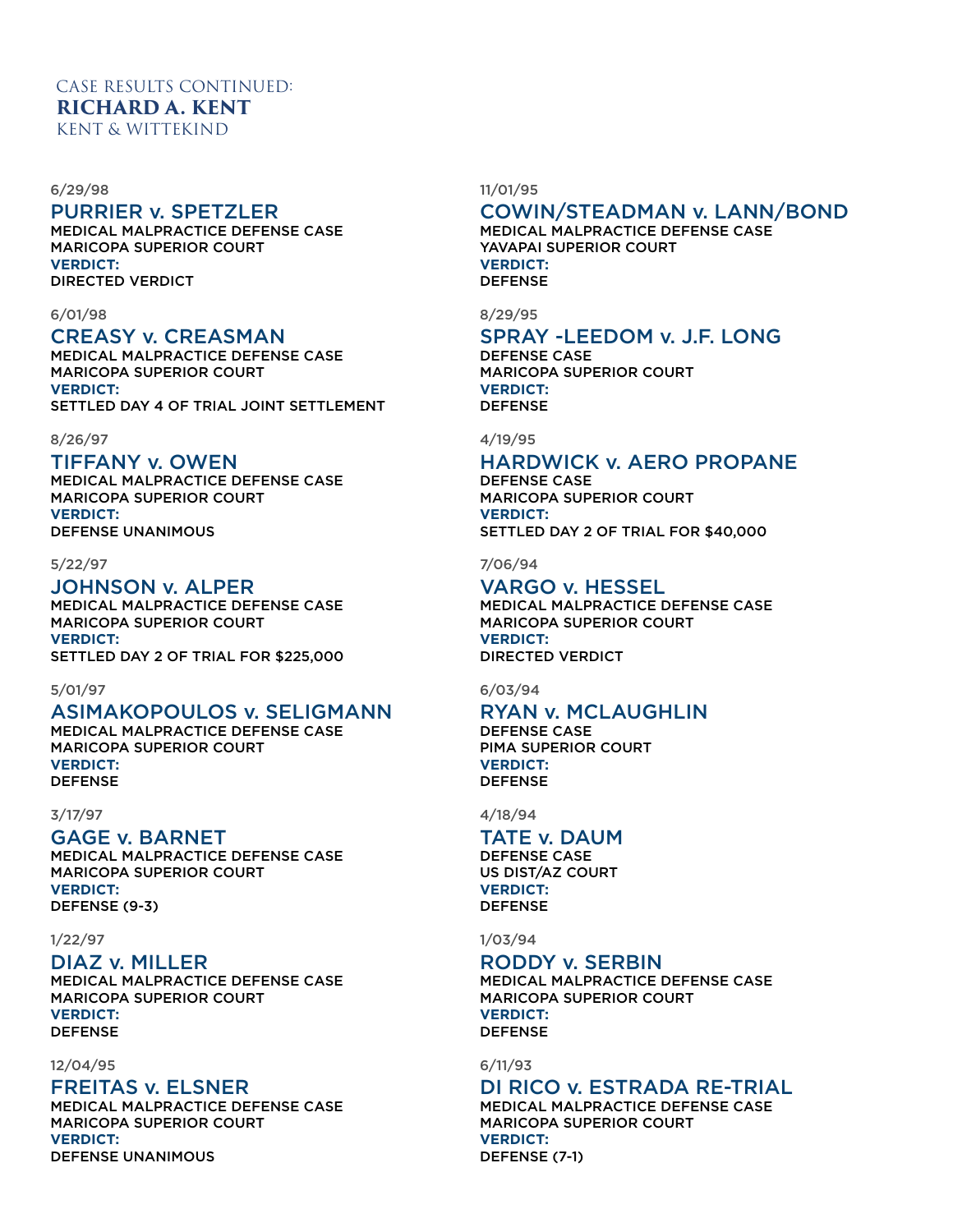CASE RESULTS CONTINUED:

**RICHARD A. KENT**

KENT & WITTEKIND

6/29/98

### PURRIER v. SPETZLER

MEDICAL MALPRACTICE DEFENSE CASE
MARICOPA SUPERIOR COURT
**VERDICT:**
DIRECTED VERDICT

6/01/98

### CREASY v. CREASMAN

MEDICAL MALPRACTICE DEFENSE CASE
MARICOPA SUPERIOR COURT
**VERDICT:**
SETTLED DAY 4 OF TRIAL JOINT SETTLEMENT

8/26/97

### TIFFANY v. OWEN

MEDICAL MALPRACTICE DEFENSE CASE
MARICOPA SUPERIOR COURT
**VERDICT:**
DEFENSE UNANIMOUS

5/22/97

### JOHNSON v. ALPER

MEDICAL MALPRACTICE DEFENSE CASE
MARICOPA SUPERIOR COURT
**VERDICT:**
SETTLED DAY 2 OF TRIAL FOR $225,000

5/01/97

### ASIMAKOPOULOS v. SELIGMANN

MEDICAL MALPRACTICE DEFENSE CASE
MARICOPA SUPERIOR COURT
**VERDICT:**
DEFENSE

3/17/97

### GAGE v. BARNET

MEDICAL MALPRACTICE DEFENSE CASE
MARICOPA SUPERIOR COURT
**VERDICT:**
DEFENSE (9-3)

1/22/97

### DIAZ v. MILLER

MEDICAL MALPRACTICE DEFENSE CASE
MARICOPA SUPERIOR COURT
**VERDICT:**
DEFENSE

12/04/95

### FREITAS v. ELSNER

MEDICAL MALPRACTICE DEFENSE CASE
MARICOPA SUPERIOR COURT
**VERDICT:**
DEFENSE UNANIMOUS

11/01/95

### COWIN/STEADMAN v. LANN/BOND

MEDICAL MALPRACTICE DEFENSE CASE
YAVAPAI SUPERIOR COURT
**VERDICT:**
DEFENSE

8/29/95

### SPRAY -LEEDOM v. J.F. LONG

DEFENSE CASE
MARICOPA SUPERIOR COURT
**VERDICT:**
DEFENSE

4/19/95

### HARDWICK v. AERO PROPANE

DEFENSE CASE
MARICOPA SUPERIOR COURT
**VERDICT:**
SETTLED DAY 2 OF TRIAL FOR $40,000

7/06/94

### VARGO v. HESSEL

MEDICAL MALPRACTICE DEFENSE CASE
MARICOPA SUPERIOR COURT
**VERDICT:**
DIRECTED VERDICT

6/03/94

### RYAN v. MCLAUGHLIN

DEFENSE CASE
PIMA SUPERIOR COURT
**VERDICT:**
DEFENSE

4/18/94

### TATE v. DAUM

DEFENSE CASE
US DIST/AZ COURT
**VERDICT:**
DEFENSE

1/03/94

### RODDY v. SERBIN

MEDICAL MALPRACTICE DEFENSE CASE
MARICOPA SUPERIOR COURT
**VERDICT:**
DEFENSE

6/11/93

### DI RICO v. ESTRADA RE-TRIAL

MEDICAL MALPRACTICE DEFENSE CASE
MARICOPA SUPERIOR COURT
**VERDICT:**
DEFENSE (7-1)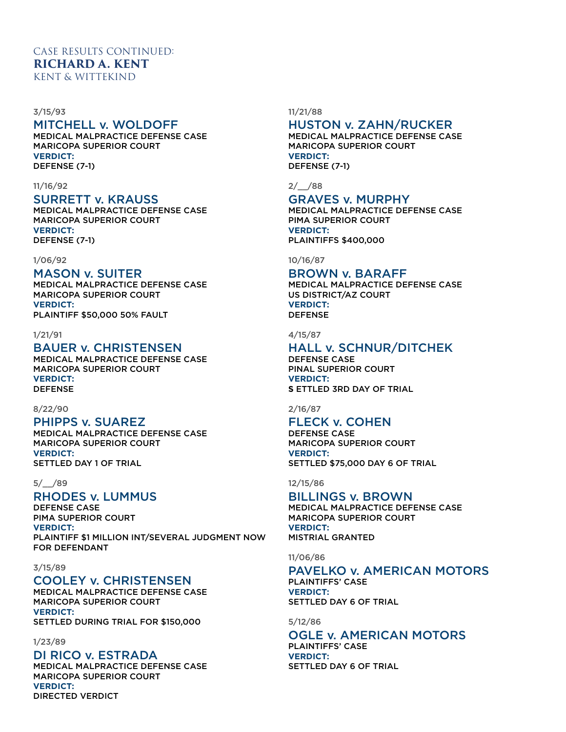CASE RESULTS CONTINUED:
**RICHARD A. KENT**
KENT & WITTEKIND

3/15/93

### MITCHELL v. WOLDOFF

MEDICAL MALPRACTICE DEFENSE CASE
MARICOPA SUPERIOR COURT
**VERDICT:**
DEFENSE (7-1)

11/16/92

### SURRETT v. KRAUSS

MEDICAL MALPRACTICE DEFENSE CASE
MARICOPA SUPERIOR COURT
**VERDICT:**
DEFENSE (7-1)

1/06/92

### MASON v. SUITER

MEDICAL MALPRACTICE DEFENSE CASE
MARICOPA SUPERIOR COURT
**VERDICT:**
PLAINTIFF $50,000 50% FAULT

1/21/91

### BAUER v. CHRISTENSEN

MEDICAL MALPRACTICE DEFENSE CASE
MARICOPA SUPERIOR COURT
**VERDICT:**
DEFENSE

8/22/90

### PHIPPS v. SUAREZ

MEDICAL MALPRACTICE DEFENSE CASE
MARICOPA SUPERIOR COURT
**VERDICT:**
SETTLED DAY 1 OF TRIAL

5/__/89

### RHODES v. LUMMUS

DEFENSE CASE
PIMA SUPERIOR COURT
**VERDICT:**
PLAINTIFF $1 MILLION INT/SEVERAL JUDGMENT NOW FOR DEFENDANT

3/15/89

### COOLEY v. CHRISTENSEN

MEDICAL MALPRACTICE DEFENSE CASE
MARICOPA SUPERIOR COURT
**VERDICT:**
SETTLED DURING TRIAL FOR $150,000

1/23/89

### DI RICO v. ESTRADA

MEDICAL MALPRACTICE DEFENSE CASE
MARICOPA SUPERIOR COURT
**VERDICT:**
DIRECTED VERDICT

11/21/88

### HUSTON v. ZAHN/RUCKER

MEDICAL MALPRACTICE DEFENSE CASE
MARICOPA SUPERIOR COURT
**VERDICT:**
DEFENSE (7-1)

2/__/88

### GRAVES v. MURPHY

MEDICAL MALPRACTICE DEFENSE CASE
PIMA SUPERIOR COURT
**VERDICT:**
PLAINTIFFS $400,000

10/16/87

### BROWN v. BARAFF

MEDICAL MALPRACTICE DEFENSE CASE
US DISTRICT/AZ COURT
**VERDICT:**
DEFENSE

4/15/87

### HALL v. SCHNUR/DITCHEK

DEFENSE CASE
PINAL SUPERIOR COURT
**VERDICT:**
S ETTLED 3RD DAY OF TRIAL

2/16/87

### FLECK v. COHEN

DEFENSE CASE
MARICOPA SUPERIOR COURT
**VERDICT:**
SETTLED $75,000 DAY 6 OF TRIAL

12/15/86

### BILLINGS v. BROWN

MEDICAL MALPRACTICE DEFENSE CASE
MARICOPA SUPERIOR COURT
**VERDICT:**
MISTRIAL GRANTED

11/06/86

### PAVELKO v. AMERICAN MOTORS

PLAINTIFFS' CASE
**VERDICT:**
SETTLED DAY 6 OF TRIAL

5/12/86

### OGLE v. AMERICAN MOTORS

PLAINTIFFS' CASE
**VERDICT:**
SETTLED DAY 6 OF TRIAL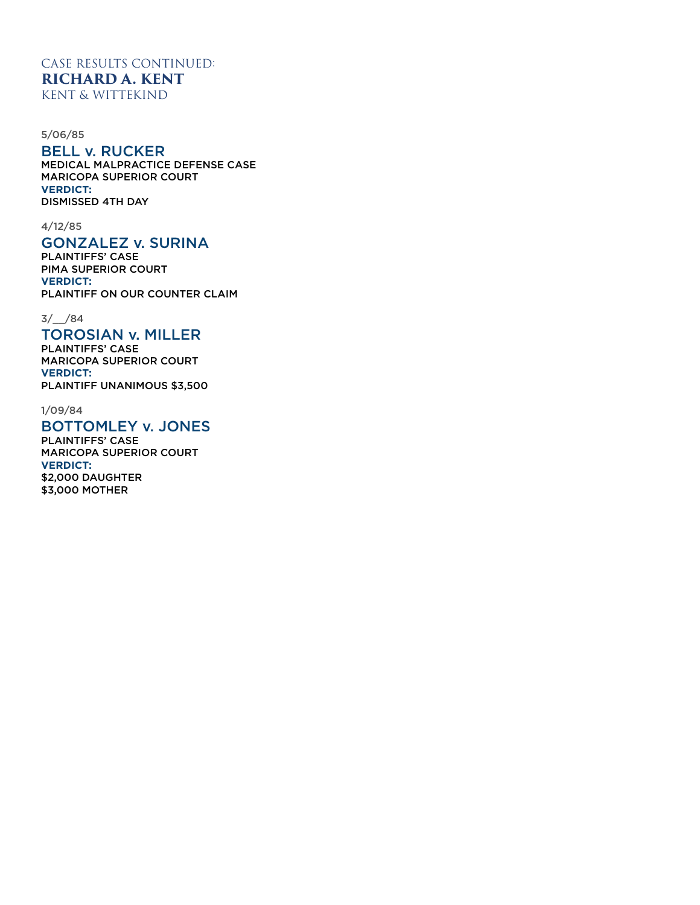CASE RESULTS CONTINUED:
**RICHARD A. KENT**
KENT & WITTEKIND

5/06/85

## BELL v. RUCKER

MEDICAL MALPRACTICE DEFENSE CASE
MARICOPA SUPERIOR COURT
**VERDICT:**
DISMISSED 4TH DAY

4/12/85

## GONZALEZ v. SURINA

PLAINTIFFS' CASE
PIMA SUPERIOR COURT
**VERDICT:**
PLAINTIFF ON OUR COUNTER CLAIM

3/__/84

## TOROSIAN v. MILLER

PLAINTIFFS' CASE
MARICOPA SUPERIOR COURT
**VERDICT:**
PLAINTIFF UNANIMOUS $3,500

1/09/84

## BOTTOMLEY v. JONES

PLAINTIFFS' CASE
MARICOPA SUPERIOR COURT
**VERDICT:**
$2,000 DAUGHTER
$3,000 MOTHER